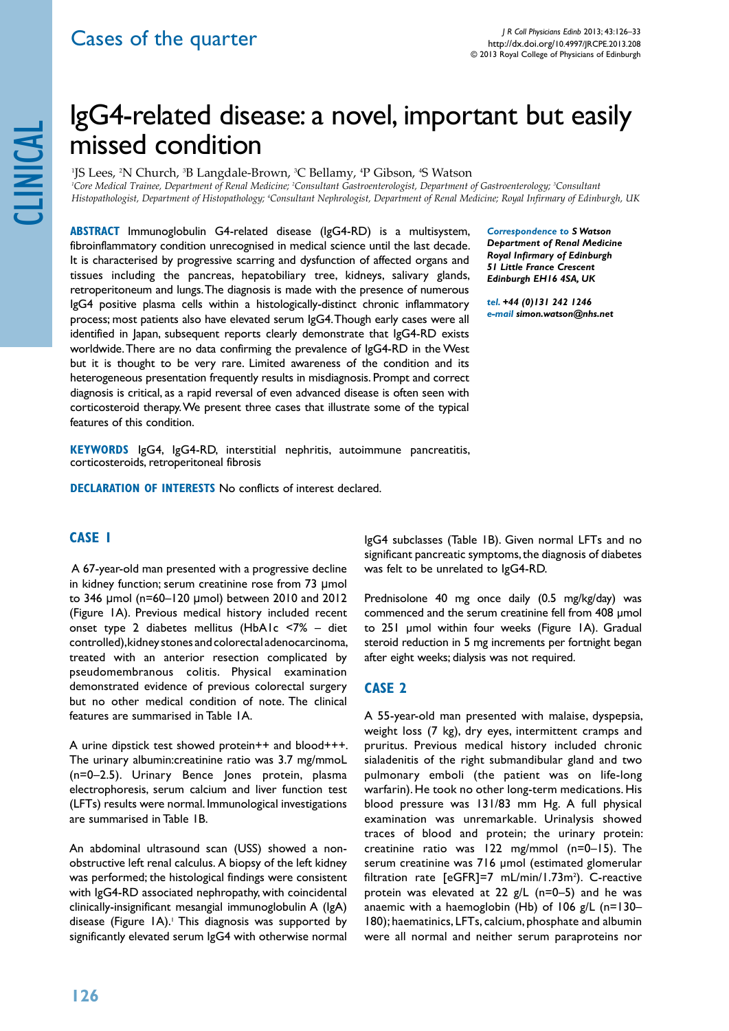Cases of the quarter

# IgG4-related disease: a novel, important but easily missed condition

JS Lees[1], N Church[2], B Langdale-Brown[2], C Bellamy[3], P Gibson[4], S Watson[4]

[1]Core Medical Trainee, Department of Renal Medicine; [2]Consultant Gastroenterologist, Department of Gastroenterology; [3]Consultant Histopathologist, Department of Histopathology; [4]Consultant Nephrologist, Department of Renal Medicine; Royal Infirmary of Edinburgh, UK

**ABSTRACT** Immunoglobulin G4-related disease (IgG4-RD) is a multisystem, fibroinflammatory condition unrecognised in medical science until the last decade. It is characterised by progressive scarring and dysfunction of affected organs and tissues including the pancreas, hepatobiliary tree, kidneys, salivary glands, retroperitoneum and lungs. The diagnosis is made with the presence of numerous IgG4 positive plasma cells within a histologically-distinct chronic inflammatory process; most patients also have elevated serum IgG4. Though early cases were all identified in Japan, subsequent reports clearly demonstrate that IgG4-RD exists worldwide. There are no data confirming the prevalence of IgG4-RD in the West but it is thought to be very rare. Limited awareness of the condition and its heterogeneous presentation frequently results in misdiagnosis. Prompt and correct diagnosis is critical, as a rapid reversal of even advanced disease is often seen with corticosteroid therapy. We present three cases that illustrate some of the typical features of this condition.

***Correspondence to** S Watson*
***Department of Renal Medicine***
***Royal Infirmary of Edinburgh***
***51 Little France Crescent***
***Edinburgh EH16 4SA, UK***

***tel.** +44 (0)131 242 1246*
***e-mail** simon.watson@nhs.net*

**KEYWORDS** IgG4, IgG4-RD, interstitial nephritis, autoimmune pancreatitis, corticosteroids, retroperitoneal fibrosis

**DECLARATION OF INTERESTS** No conflicts of interest declared.

## CASE 1

A 67-year-old man presented with a progressive decline in kidney function; serum creatinine rose from 73 µmol to 346 µmol (n=60–120 µmol) between 2010 and 2012 (Figure 1A). Previous medical history included recent onset type 2 diabetes mellitus (HbA1c <7% – diet controlled), kidney stones and colorectal adenocarcinoma, treated with an anterior resection complicated by pseudomembranous colitis. Physical examination demonstrated evidence of previous colorectal surgery but no other medical condition of note. The clinical features are summarised in Table 1A.

A urine dipstick test showed protein++ and blood+++. The urinary albumin:creatinine ratio was 3.7 mg/mmoL (n=0–2.5). Urinary Bence Jones protein, plasma electrophoresis, serum calcium and liver function test (LFTs) results were normal. Immunological investigations are summarised in Table 1B.

An abdominal ultrasound scan (USS) showed a non-obstructive left renal calculus. A biopsy of the left kidney was performed; the histological findings were consistent with IgG4-RD associated nephropathy, with coincidental clinically-insignificant mesangial immunoglobulin A (IgA) disease (Figure 1A).[1] This diagnosis was supported by significantly elevated serum IgG4 with otherwise normal IgG4 subclasses (Table 1B). Given normal LFTs and no significant pancreatic symptoms, the diagnosis of diabetes was felt to be unrelated to IgG4-RD.

Prednisolone 40 mg once daily (0.5 mg/kg/day) was commenced and the serum creatinine fell from 408 µmol to 251 µmol within four weeks (Figure 1A). Gradual steroid reduction in 5 mg increments per fortnight began after eight weeks; dialysis was not required.

## CASE 2

A 55-year-old man presented with malaise, dyspepsia, weight loss (7 kg), dry eyes, intermittent cramps and pruritus. Previous medical history included chronic sialadenitis of the right submandibular gland and two pulmonary emboli (the patient was on life-long warfarin). He took no other long-term medications. His blood pressure was 131/83 mm Hg. A full physical examination was unremarkable. Urinalysis showed traces of blood and protein; the urinary protein: creatinine ratio was 122 mg/mmol (n=0–15). The serum creatinine was 716 µmol (estimated glomerular filtration rate [eGFR]=7 mL/min/1.73m$^2$). C-reactive protein was elevated at 22 g/L (n=0–5) and he was anaemic with a haemoglobin (Hb) of 106 g/L (n=130–180); haematinics, LFTs, calcium, phosphate and albumin were all normal and neither serum paraproteins nor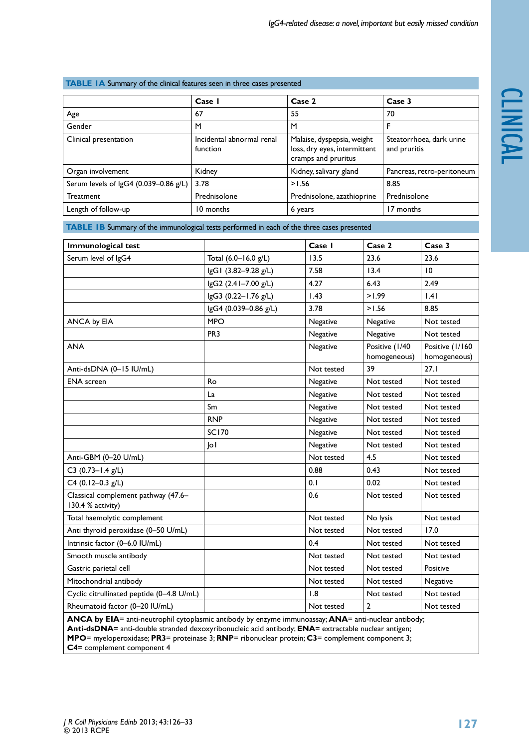**TABLE 1A** Summary of the clinical features seen in three cases presented

| | Case 1 | Case 2 | Case 3 |
|---|---|---|---|
| Age | 67 | 55 | 70 |
| Gender | M | M | F |
| Clinical presentation | Incidental abnormal renal function | Malaise, dyspepsia, weight loss, dry eyes, intermittent cramps and pruritus | Steatorrhoea, dark urine and pruritis |
| Organ involvement | Kidney | Kidney, salivary gland | Pancreas, retro-peritoneum |
| Serum levels of IgG4 (0.039–0.86 g/L) | 3.78 | >1.56 | 8.85 |
| Treatment | Prednisolone | Prednisolone, azathioprine | Prednisolone |
| Length of follow-up | 10 months | 6 years | 17 months |

**TABLE 1B** Summary of the immunological tests performed in each of the three cases presented

| Immunological test | | Case 1 | Case 2 | Case 3 |
|---|---|---|---|---|
| Serum level of IgG4 | Total (6.0–16.0 g/L) | 13.5 | 23.6 | 23.6 |
| | IgG1 (3.82–9.28 g/L) | 7.58 | 13.4 | 10 |
| | IgG2 (2.41–7.00 g/L) | 4.27 | 6.43 | 2.49 |
| | IgG3 (0.22–1.76 g/L) | 1.43 | >1.99 | 1.41 |
| | IgG4 (0.039–0.86 g/L) | 3.78 | >1.56 | 8.85 |
| ANCA by EIA | MPO | Negative | Negative | Not tested |
| | PR3 | Negative | Negative | Not tested |
| ANA | | Negative | Positive (1/40 homogeneous) | Positive (1/160 homogeneous) |
| Anti-dsDNA (0–15 IU/mL) | | Not tested | 39 | 27.1 |
| ENA screen | Ro | Negative | Not tested | Not tested |
| | La | Negative | Not tested | Not tested |
| | Sm | Negative | Not tested | Not tested |
| | RNP | Negative | Not tested | Not tested |
| | SC170 | Negative | Not tested | Not tested |
| | Jo1 | Negative | Not tested | Not tested |
| Anti-GBM (0–20 U/mL) | | Not tested | 4.5 | Not tested |
| C3 (0.73–1.4 g/L) | | 0.88 | 0.43 | Not tested |
| C4 (0.12–0.3 g/L) | | 0.1 | 0.02 | Not tested |
| Classical complement pathway (47.6–130.4 % activity) | | 0.6 | Not tested | Not tested |
| Total haemolytic complement | | Not tested | No lysis | Not tested |
| Anti thyroid peroxidase (0–50 U/mL) | | Not tested | Not tested | 17.0 |
| Intrinsic factor (0–6.0 IU/mL) | | 0.4 | Not tested | Not tested |
| Smooth muscle antibody | | Not tested | Not tested | Not tested |
| Gastric parietal cell | | Not tested | Not tested | Positive |
| Mitochondrial antibody | | Not tested | Not tested | Negative |
| Cyclic citrullinated peptide (0–4.8 U/mL) | | 1.8 | Not tested | Not tested |
| Rheumatoid factor (0–20 IU/mL) | | Not tested | 2 | Not tested |

**ANCA by EIA**= anti-neutrophil cytoplasmic antibody by enzyme immunoassay; **ANA**= anti-nuclear antibody; **Anti-dsDNA**= anti-double stranded dexoxyribonucleic acid antibody; **ENA**= extractable nuclear antigen; **MPO**= myeloperoxidase; **PR3**= proteinase 3; **RNP**= ribonuclear protein; **C3**= complement component 3; **C4**= complement component 4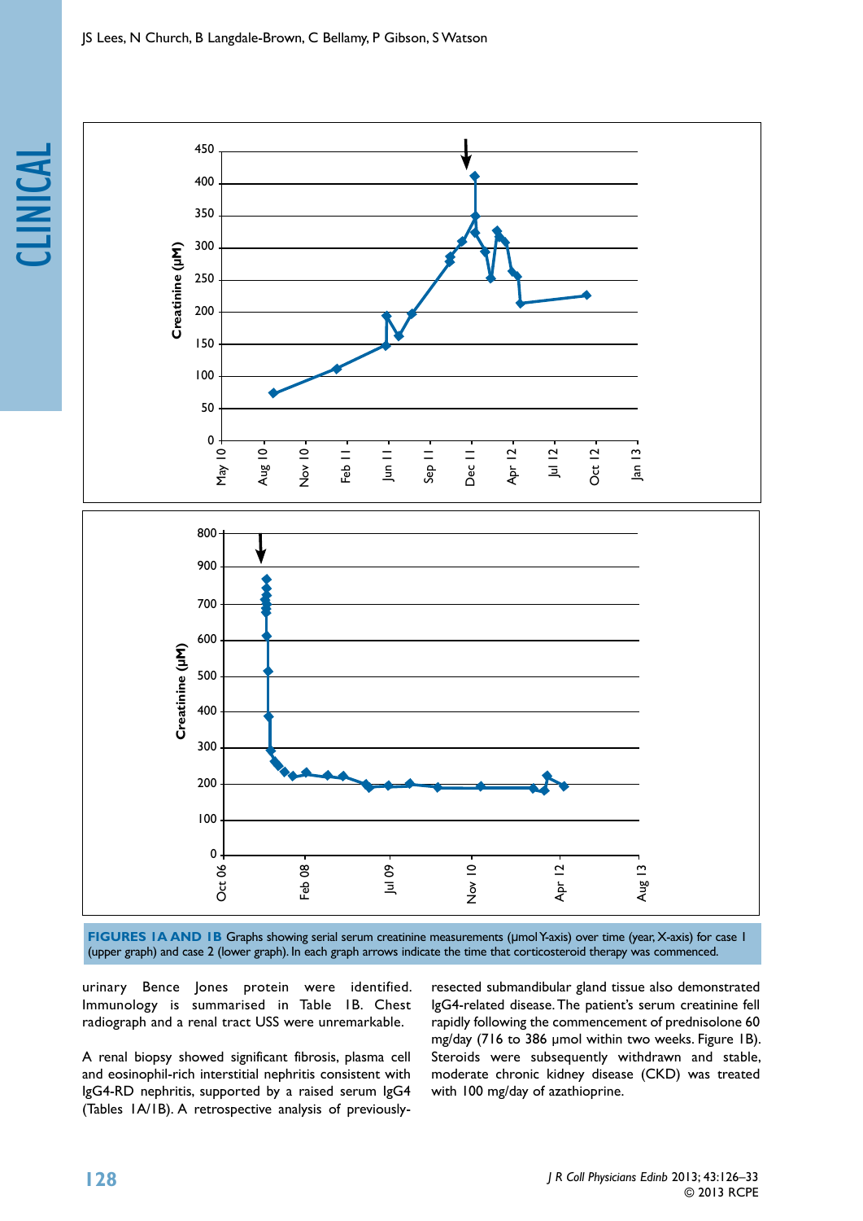**FIGURES 1A AND 1B** Graphs showing serial serum creatinine measurements (μmol Y-axis) over time (year, X-axis) for case 1 (upper graph) and case 2 (lower graph). In each graph arrows indicate the time that corticosteroid therapy was commenced.

urinary Bence Jones protein were identified. Immunology is summarised in Table 1B. Chest radiograph and a renal tract USS were unremarkable.

A renal biopsy showed significant fibrosis, plasma cell and eosinophil-rich interstitial nephritis consistent with IgG4-RD nephritis, supported by a raised serum IgG4 (Tables 1A/1B). A retrospective analysis of previously-resected submandibular gland tissue also demonstrated IgG4-related disease. The patient's serum creatinine fell rapidly following the commencement of prednisolone 60 mg/day (716 to 386 μmol within two weeks. Figure 1B). Steroids were subsequently withdrawn and stable, moderate chronic kidney disease (CKD) was treated with 100 mg/day of azathioprine.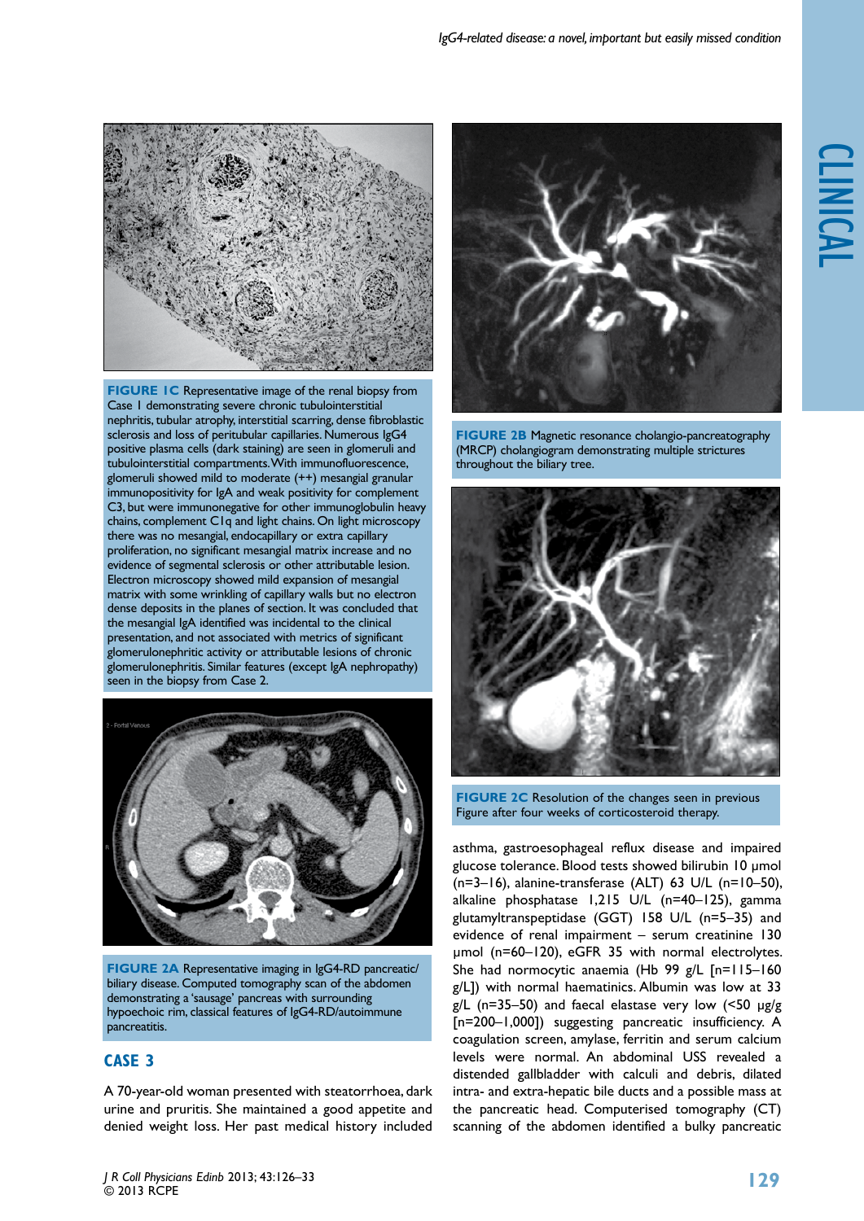**FIGURE 1C** Representative image of the renal biopsy from Case 1 demonstrating severe chronic tubulointerstitial nephritis, tubular atrophy, interstitial scarring, dense fibroblastic sclerosis and loss of peritubular capillaries. Numerous IgG4 positive plasma cells (dark staining) are seen in glomeruli and tubulointerstitial compartments. With immunofluorescence, glomeruli showed mild to moderate (++) mesangial granular immunopositivity for IgA and weak positivity for complement C3, but were immunonegative for other immunoglobulin heavy chains, complement C1q and light chains. On light microscopy there was no mesangial, endocapillary or extra capillary proliferation, no significant mesangial matrix increase and no evidence of segmental sclerosis or other attributable lesion. Electron microscopy showed mild expansion of mesangial matrix with some wrinkling of capillary walls but no electron dense deposits in the planes of section. It was concluded that the mesangial IgA identified was incidental to the clinical presentation, and not associated with metrics of significant glomerulonephritic activity or attributable lesions of chronic glomerulonephritis. Similar features (except IgA nephropathy) seen in the biopsy from Case 2.

**FIGURE 2A** Representative imaging in IgG4-RD pancreatic/biliary disease. Computed tomography scan of the abdomen demonstrating a 'sausage' pancreas with surrounding hypoechoic rim, classical features of IgG4-RD/autoimmune pancreatitis.

**FIGURE 2B** Magnetic resonance cholangio-pancreatography (MRCP) cholangiogram demonstrating multiple strictures throughout the biliary tree.

**FIGURE 2C** Resolution of the changes seen in previous Figure after four weeks of corticosteroid therapy.

## CASE 3

A 70-year-old woman presented with steatorrhoea, dark urine and pruritis. She maintained a good appetite and denied weight loss. Her past medical history included asthma, gastroesophageal reflux disease and impaired glucose tolerance. Blood tests showed bilirubin 10 µmol (n=3–16), alanine-transferase (ALT) 63 U/L (n=10–50), alkaline phosphatase 1,215 U/L (n=40–125), gamma glutamyltranspeptidase (GGT) 158 U/L (n=5–35) and evidence of renal impairment – serum creatinine 130 µmol (n=60–120), eGFR 35 with normal electrolytes. She had normocytic anaemia (Hb 99 g/L [n=115–160 g/L]) with normal haematinics. Albumin was low at 33 g/L (n=35–50) and faecal elastase very low (<50 µg/g [n=200–1,000]) suggesting pancreatic insufficiency. A coagulation screen, amylase, ferritin and serum calcium levels were normal. An abdominal USS revealed a distended gallbladder with calculi and debris, dilated intra- and extra-hepatic bile ducts and a possible mass at the pancreatic head. Computerised tomography (CT) scanning of the abdomen identified a bulky pancreatic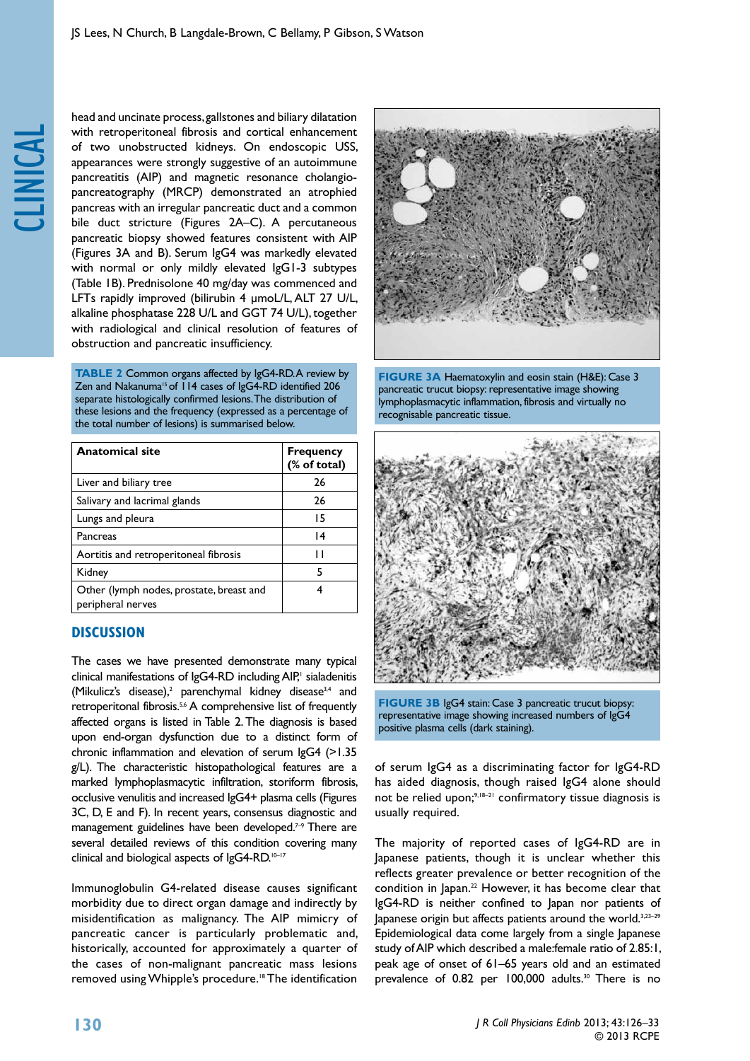head and uncinate process, gallstones and biliary dilatation with retroperitoneal fibrosis and cortical enhancement of two unobstructed kidneys. On endoscopic USS, appearances were strongly suggestive of an autoimmune pancreatitis (AIP) and magnetic resonance cholangiopancreatography (MRCP) demonstrated an atrophied pancreas with an irregular pancreatic duct and a common bile duct stricture (Figures 2A–C). A percutaneous pancreatic biopsy showed features consistent with AIP (Figures 3A and B). Serum IgG4 was markedly elevated with normal or only mildly elevated IgG1-3 subtypes (Table 1B). Prednisolone 40 mg/day was commenced and LFTs rapidly improved (bilirubin 4 µmol/L, ALT 27 U/L, alkaline phosphatase 228 U/L and GGT 74 U/L), together with radiological and clinical resolution of features of obstruction and pancreatic insufficiency.

**TABLE 2** Common organs affected by IgG4-RD. A review by Zen and Nakanuma[15] of 114 cases of IgG4-RD identified 206 separate lesions histologically confirmed lesions. The distribution of these lesions and the frequency (expressed as a percentage of the total number of lesions) is summarised below.

| Anatomical site | Frequency (% of total) |
|---|---|
| Liver and biliary tree | 26 |
| Salivary and lacrimal glands | 26 |
| Lungs and pleura | 15 |
| Pancreas | 14 |
| Aortitis and retroperitoneal fibrosis | 11 |
| Kidney | 5 |
| Other (lymph nodes, prostate, breast and peripheral nerves | 4 |

## DISCUSSION

The cases we have presented demonstrate many typical clinical manifestations of IgG4-RD including AIP,[1] sialadenitis (Mikulicz's disease),[2] parenchymal kidney disease[3,4] and retroperitonal fibrosis.[5,6] A comprehensive list of frequently affected organs is listed in Table 2. The diagnosis is based upon end-organ dysfunction due to a distinct form of chronic inflammation and elevation of serum IgG4 (>1.35 g/L). The characteristic histopathological features are a marked lymphoplasmacytic infiltration, storiform fibrosis, occlusive venulitis and increased IgG4+ plasma cells (Figures 3C, D, E and F). In recent years, consensus diagnostic and management guidelines have been developed.[7–9] There are several detailed reviews of this condition covering many clinical and biological aspects of IgG4-RD.[10–17]

Immunoglobulin G4-related disease causes significant morbidity due to direct organ damage and indirectly by misidentification as malignancy. The AIP mimicry of pancreatic cancer is particularly problematic and, historically, accounted for approximately a quarter of the cases of non-malignant pancreatic mass lesions removed using Whipple's procedure.[18] The identification of serum IgG4 as a discriminating factor for IgG4-RD has aided diagnosis, though raised IgG4 alone should not be relied upon;[9,18–21] confirmatory tissue diagnosis is usually required.

**FIGURE 3A** Haematoxylin and eosin stain (H&E): Case 3 pancreatic trucut biopsy: representative image showing lymphoplasmacytic inflammation, fibrosis and virtually no recognisable pancreatic tissue.

**FIGURE 3B** IgG4 stain: Case 3 pancreatic trucut biopsy: representative image showing increased numbers of IgG4 positive plasma cells (dark staining).

The majority of reported cases of IgG4-RD are in Japanese patients, though it is unclear whether this reflects greater prevalence or better recognition of the condition in Japan.[22] However, it has become clear that IgG4-RD is neither confined to Japan nor patients of Japanese origin but affects patients around the world.[3,23–29] Epidemiological data come largely from a single Japanese study of AIP which described a male:female ratio of 2.85:1, peak age of onset of 61–65 years old and an estimated prevalence of 0.82 per 100,000 adults.[30] There is no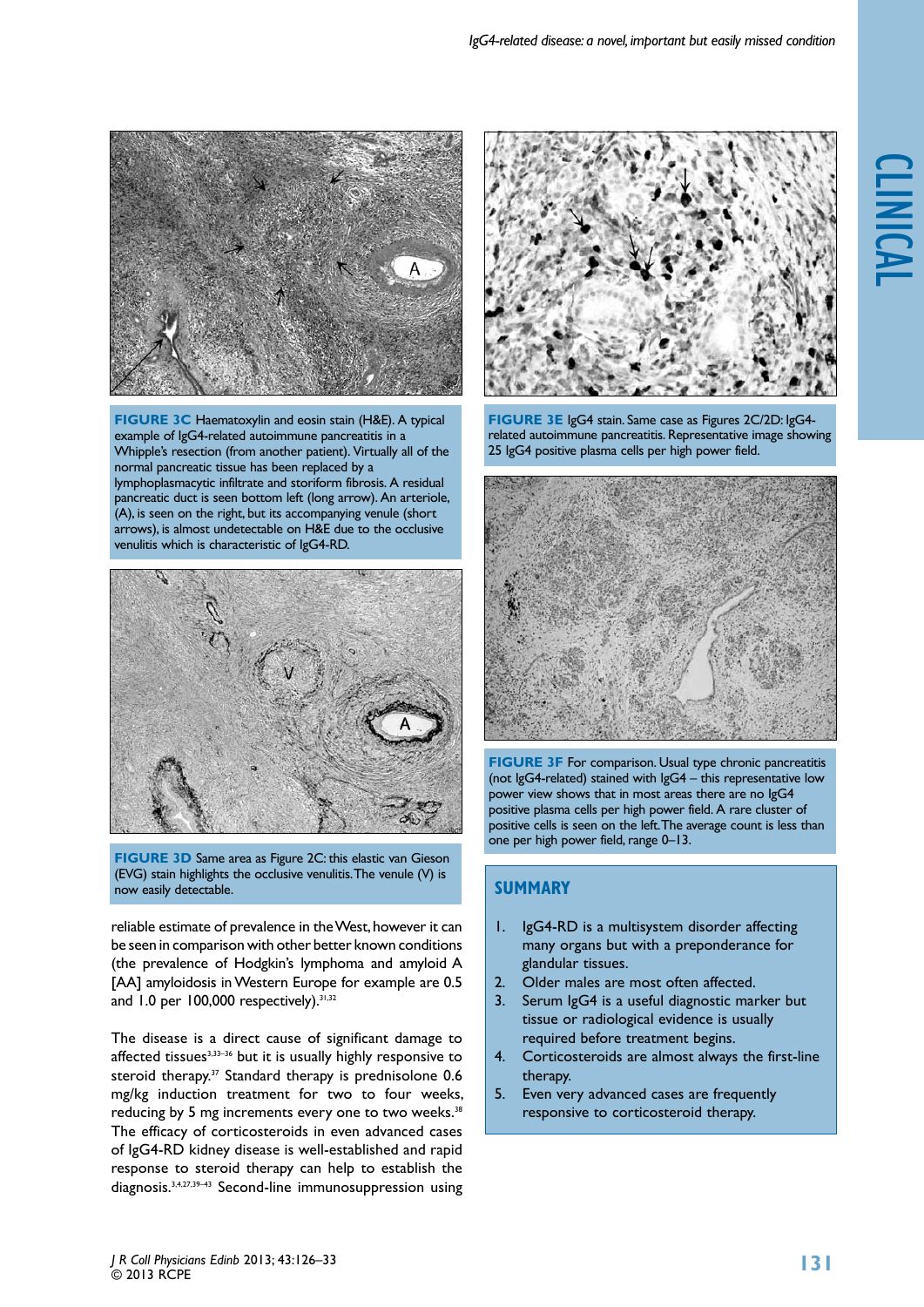**FIGURE 3C** Haematoxylin and eosin stain (H&E). A typical example of IgG4-related autoimmune pancreatitis in a Whipple's resection (from another patient). Virtually all of the normal pancreatic tissue has been replaced by a lymphoplasmacytic infiltrate and storiform fibrosis. A residual pancreatic duct is seen bottom left (long arrow). An arteriole, (A), is seen on the right, but its accompanying venule (short arrows), is almost undetectable on H&E due to the occlusive venulitis which is characteristic of IgG4-RD.

**FIGURE 3D** Same area as Figure 2C: this elastic van Gieson (EVG) stain highlights the occlusive venulitis. The venule (V) is now easily detectable.

reliable estimate of prevalence in the West, however it can be seen in comparison with other better known conditions (the prevalence of Hodgkin's lymphoma and amyloid A [AA] amyloidosis in Western Europe for example are 0.5 and 1.0 per 100,000 respectively).[31,32]

The disease is a direct cause of significant damage to affected tissues[3,33–36] but it is usually highly responsive to steroid therapy.[37] Standard therapy is prednisolone 0.6 mg/kg induction treatment for two to four weeks, reducing by 5 mg increments every one to two weeks.[38] The efficacy of corticosteroids in even advanced cases of IgG4-RD kidney disease is well-established and rapid response to steroid therapy can help to establish the diagnosis.[3,4,27,39–43] Second-line immunosuppression using

**FIGURE 3E** IgG4 stain. Same case as Figures 2C/2D: IgG4-related autoimmune pancreatitis. Representative image showing 25 IgG4 positive plasma cells per high power field.

**FIGURE 3F** For comparison. Usual type chronic pancreatitis (not IgG4-related) stained with IgG4 – this representative low power view shows that in most areas there are no IgG4 positive plasma cells per high power field. A rare cluster of positive cells is seen on the left. The average count is less than one per high power field, range 0–13.

## SUMMARY

1. IgG4-RD is a multisystem disorder affecting many organs but with a preponderance for glandular tissues.
2. Older males are most often affected.
3. Serum IgG4 is a useful diagnostic marker but tissue or radiological evidence is usually required before treatment begins.
4. Corticosteroids are almost always the first-line therapy.
5. Even very advanced cases are frequently responsive to corticosteroid therapy.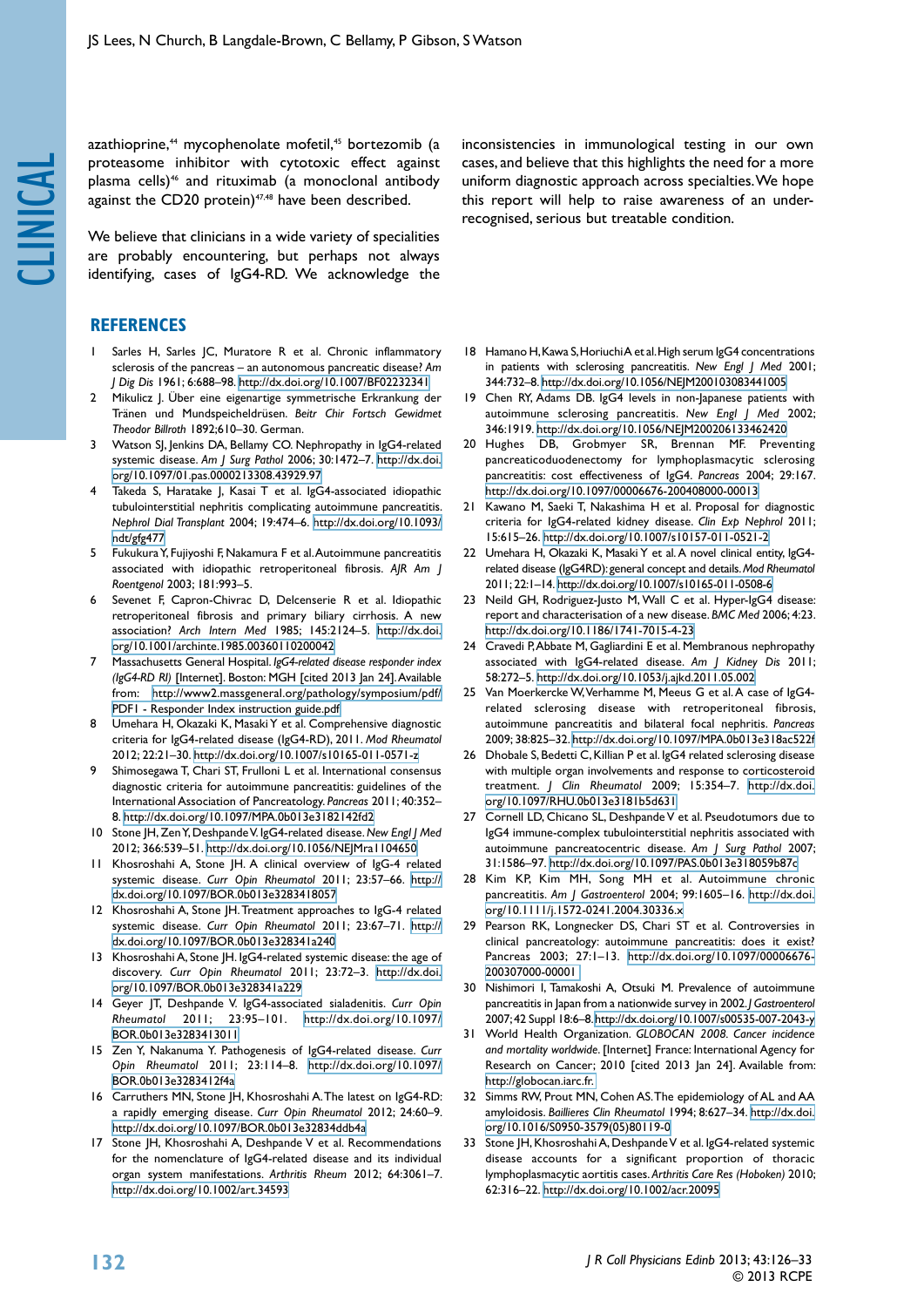azathioprine,[44] mycophenolate mofetil,[45] bortezomib (a proteasome inhibitor with cytotoxic effect against plasma cells)[46] and rituximab (a monoclonal antibody against the CD20 protein)[47,48] have been described.

We believe that clinicians in a wide variety of specialities are probably encountering, but perhaps not always identifying, cases of IgG4-RD. We acknowledge the inconsistencies in immunological testing in our own cases, and believe that this highlights the need for a more uniform diagnostic approach across specialties. We hope this report will help to raise awareness of an under-recognised, serious but treatable condition.

## REFERENCES

1. Sarles H, Sarles JC, Muratore R et al. Chronic inflammatory sclerosis of the pancreas – an autonomous pancreatic disease? *Am J Dig Dis* 1961; 6:688–98. http://dx.doi.org/10.1007/BF02232341
2. Mikulicz J. Über eine eigenartige symmetrische Erkrankung der Tränen und Mundspeicheldrüsen. *Beitr Chir Fortsch Gewidmet Theodor Billroth* 1892;610–30. German.
3. Watson SJ, Jenkins DA, Bellamy CO. Nephropathy in IgG4-related systemic disease. *Am J Surg Pathol* 2006; 30:1472–7. http://dx.doi.org/10.1097/01.pas.0000213308.43929.97
4. Takeda S, Haratake J, Kasai T et al. IgG4-associated idiopathic tubulointerstitial nephritis complicating autoimmune pancreatitis. *Nephrol Dial Transplant* 2004; 19:474–6. http://dx.doi.org/10.1093/ndt/gfg477
5. Fukukura Y, Fujiyoshi F, Nakamura F et al. Autoimmune pancreatitis associated with idiopathic retroperitoneal fibrosis. *AJR Am J Roentgenol* 2003; 181:993–5.
6. Sevenet F, Capron-Chivrac D, Delcenserie R et al. Idiopathic retroperitoneal fibrosis and primary biliary cirrhosis. A new association? *Arch Intern Med* 1985; 145:2124–5. http://dx.doi.org/10.1001/archinte.1985.00360110200042
7. Massachusetts General Hospital. *IgG4-related disease responder index (IgG4-RD RI)* [Internet]. Boston: MGH [cited 2013 Jan 24]. Available from: http://www2.massgeneral.org/pathology/symposium/pdf/PDF1 - Responder Index instruction guide.pdf
8. Umehara H, Okazaki K, Masaki Y et al. Comprehensive diagnostic criteria for IgG4-related disease (IgG4-RD), 2011. *Mod Rheumatol* 2012; 22:21–30. http://dx.doi.org/10.1007/s10165-011-0571-z
9. Shimosegawa T, Chari ST, Frulloni L et al. International consensus diagnostic criteria for autoimmune pancreatitis: guidelines of the International Association of Pancreatology. *Pancreas* 2011; 40:352–8. http://dx.doi.org/10.1097/MPA.0b013e3182142fd2
10. Stone JH, Zen Y, Deshpande V. IgG4-related disease. *New Engl J Med* 2012; 366:539–51. http://dx.doi.org/10.1056/NEJMra1104650
11. Khosroshahi A, Stone JH. A clinical overview of IgG-4 related systemic disease. *Curr Opin Rheumatol* 2011; 23:57–66. http://dx.doi.org/10.1097/BOR.0b013e3283418057
12. Khosroshahi A, Stone JH. Treatment approaches to IgG-4 related systemic disease. *Curr Opin Rheumatol* 2011; 23:67–71. http://dx.doi.org/10.1097/BOR.0b013e328341a240
13. Khosroshahi A, Stone JH. IgG4-related systemic disease: the age of discovery. *Curr Opin Rheumatol* 2011; 23:72–3. http://dx.doi.org/10.1097/BOR.0b013e328341a229
14. Geyer JT, Deshpande V. IgG4-associated sialadenitis. *Curr Opin Rheumatol* 2011; 23:95–101. http://dx.doi.org/10.1097/BOR.0b013e3283413011
15. Zen Y, Nakanuma Y. Pathogenesis of IgG4-related disease. *Curr Opin Rheumatol* 2011; 23:114–8. http://dx.doi.org/10.1097/BOR.0b013e3283412f4a
16. Carruthers MN, Stone JH, Khosroshahi A. The latest on IgG4-RD: a rapidly emerging disease. *Curr Opin Rheumatol* 2012; 24:60–9. http://dx.doi.org/10.1097/BOR.0b013e32834ddb4a
17. Stone JH, Khosroshahi A, Deshpande V et al. Recommendations for the nomenclature of IgG4-related disease and its individual organ system manifestations. *Arthritis Rheum* 2012; 64:3061–7. http://dx.doi.org/10.1002/art.34593
18. Hamano H, Kawa S, Horiuchi A et al. High serum IgG4 concentrations in patients with sclerosing pancreatitis. *New Engl J Med* 2001; 344:732–8. http://dx.doi.org/10.1056/NEJM200103083441005
19. Chen RY, Adams DB. IgG4 levels in non-Japanese patients with autoimmune sclerosing pancreatitis. *New Engl J Med* 2002; 346:1919. http://dx.doi.org/10.1056/NEJM200206133462420
20. Hughes DB, Grobmyer SR, Brennan MF. Preventing pancreaticoduodenectomy for lymphoplasmacytic sclerosing pancreatitis: cost effectiveness of IgG4. *Pancreas* 2004; 29:167. http://dx.doi.org/10.1097/00006676-200408000-00013
21. Kawano M, Saeki T, Nakashima H et al. Proposal for diagnostic criteria for IgG4-related kidney disease. *Clin Exp Nephrol* 2011; 15:615–26. http://dx.doi.org/10.1007/s10157-011-0521-2
22. Umehara H, Okazaki K, Masaki Y et al. A novel clinical entity, IgG4-related disease (IgG4RD): general concept and details. *Mod Rheumatol* 2011; 22:1–14. http://dx.doi.org/10.1007/s10165-011-0508-6
23. Neild GH, Rodriguez-Justo M, Wall C et al. Hyper-IgG4 disease: report and characterisation of a new disease. *BMC Med* 2006; 4:23. http://dx.doi.org/10.1186/1741-7015-4-23
24. Cravedi P, Abbate M, Gagliardini E et al. Membranous nephropathy associated with IgG4-related disease. *Am J Kidney Dis* 2011; 58:272–5. http://dx.doi.org/10.1053/j.ajkd.2011.05.002
25. Van Moerkercke W, Verhamme M, Meeus G et al. A case of IgG4-related sclerosing disease with retroperitoneal fibrosis, autoimmune pancreatitis and bilateral focal nephritis. *Pancreas* 2009; 38:825–32. http://dx.doi.org/10.1097/MPA.0b013e318ac522f
26. Dhobale S, Bedetti C, Killian P et al. IgG4 related sclerosing disease with multiple organ involvements and response to corticosteroid treatment. *J Clin Rheumatol* 2009; 15:354–7. http://dx.doi.org/10.1097/RHU.0b013e3181b5d631
27. Cornell LD, Chicano SL, Deshpande V et al. Pseudotumors due to IgG4 immune-complex tubulointerstitial nephritis associated with autoimmune pancreatocentric disease. *Am J Surg Pathol* 2007; 31:1586–97. http://dx.doi.org/10.1097/PAS.0b013e318059b87c
28. Kim KP, Kim MH, Song MH et al. Autoimmune chronic pancreatitis. *Am J Gastroenterol* 2004; 99:1605–16. http://dx.doi.org/10.1111/j.1572-0241.2004.30336.x
29. Pearson RK, Longnecker DS, Chari ST et al. Controversies in clinical pancreatology: autoimmune pancreatitis: does it exist? Pancreas 2003; 27:1–13. http://dx.doi.org/10.1097/00006676-200307000-00001
30. Nishimori I, Tamakoshi A, Otsuki M. Prevalence of autoimmune pancreatitis in Japan from a nationwide survey in 2002. *J Gastroenterol* 2007;42 Suppl 18:6–8. http://dx.doi.org/10.1007/s00535-007-2043-y
31. World Health Organization. *GLOBOCAN 2008. Cancer incidence and mortality worldwide.* [Internet] France: International Agency for Research on Cancer; 2010 [cited 2013 Jan 24]. Available from: http://globocan.iarc.fr.
32. Simms RW, Prout MN, Cohen AS. The epidemiology of AL and AA amyloidosis. *Baillieres Clin Rheumatol* 1994; 8:627–34. http://dx.doi.org/10.1016/S0950-3579(05)80119-0
33. Stone JH, Khosroshahi A, Deshpande V et al. IgG4-related systemic disease accounts for a significant proportion of thoracic lymphoplasmacytic aortitis cases. *Arthritis Care Res (Hoboken)* 2010; 62:316–22. http://dx.doi.org/10.1002/acr.20095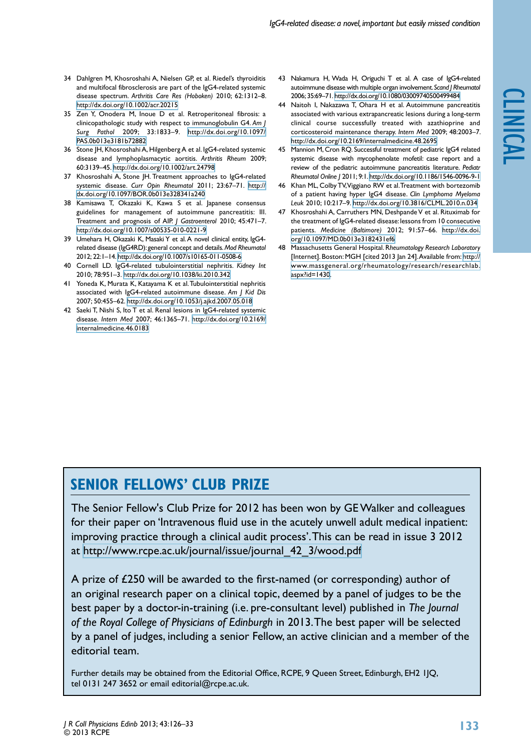34 Dahlgren M, Khosroshahi A, Nielsen GP, et al. Riedel's thyroiditis and multifocal fibrosclerosis are part of the IgG4-related systemic disease spectrum. *Arthritis Care Res (Hoboken)* 2010; 62:1312–8. http://dx.doi.org/10.1002/acr.20215

35 Zen Y, Onodera M, Inoue D et al. Retroperitoneal fibrosis: a clinicopathologic study with respect to immunoglobulin G4. *Am J Surg Pathol* 2009; 33:1833–9. http://dx.doi.org/10.1097/PAS.0b013e3181b72882

36 Stone JH, Khosroshahi A, Hilgenberg A et al. IgG4-related systemic disease and lymphoplasmacytic aortitis. *Arthritis Rheum* 2009; 60:3139–45. http://dx.doi.org/10.1002/art.24798

37 Khosroshahi A, Stone JH. Treatment approaches to IgG4-related systemic disease. *Curr Opin Rheumatol* 2011; 23:67–71. http://dx.doi.org/10.1097/BOR.0b013e328341a240

38 Kamisawa T, Okazaki K, Kawa S et al. Japanese consensus guidelines for management of autoimmune pancreatitis: III. Treatment and prognosis of AIP. *J Gastroenterol* 2010; 45:471–7. http://dx.doi.org/10.1007/s00535-010-0221-9

39 Umehara H, Okazaki K, Masaki Y et al. A novel clinical entity, IgG4-related disease (IgG4RD): general concept and details. *Mod Rheumatol* 2012; 22:1–14. http://dx.doi.org/10.1007/s10165-011-0508-6

40 Cornell LD. IgG4-related tubulointerstitial nephritis. *Kidney Int* 2010; 78:951–3. http://dx.doi.org/10.1038/ki.2010.342

41 Yoneda K, Murata K, Katayama K et al. Tubulointerstitial nephritis associated with IgG4-related autoimmune disease. *Am J Kid Dis* 2007; 50:455–62. http://dx.doi.org/10.1053/j.ajkd.2007.05.018

42 Saeki T, Nishi S, Ito T et al. Renal lesions in IgG4-related systemic disease. *Intern Med* 2007; 46:1365–71. http://dx.doi.org/10.2169/internalmedicine.46.0183

43 Nakamura H, Wada H, Origuchi T et al. A case of IgG4-related autoimmune disease with multiple organ involvement. *Scand J Rheumatol* 2006; 35:69–71. http://dx.doi.org/10.1080/03009740500499484

44 Naitoh I, Nakazawa T, Ohara H et al. Autoimmune pancreatitis associated with various extrapancreatic lesions during a long-term clinical course successfully treated with azathioprine and corticosteroid maintenance therapy. *Intern Med* 2009; 48:2003–7. http://dx.doi.org/10.2169/internalmedicine.48.2695

45 Mannion M, Cron RQ. Successful treatment of pediatric IgG4 related systemic disease with mycophenolate mofetil: case report and a review of the pediatric autoimmune pancreatitis literature. *Pediatr Rheumatol Online J* 2011; 9:1. http://dx.doi.org/10.1186/1546-0096-9-1

46 Khan ML, Colby TV, Viggiano RW et al. Treatment with bortezomib of a patient having hyper IgG4 disease. *Clin Lymphoma Myeloma Leuk* 2010; 10:217–9. http://dx.doi.org/10.3816/CLML.2010.n.034

47 Khosroshahi A, Carruthers MN, Deshpande V et al. Rituximab for the treatment of IgG4-related disease: lessons from 10 consecutive patients. *Medicine (Baltimore)* 2012; 91:57–66. http://dx.doi.org/10.1097/MD.0b013e3182431ef6

48 Massachusetts General Hospital. R*heumatology Research Laboratory* [Internet]. Boston: MGH [cited 2013 Jan 24]. Available from: http://www.massgeneral.org/rheumatology/research/researchlab.aspx?id=1430.

## SENIOR FELLOWS' CLUB PRIZE

The Senior Fellow's Club Prize for 2012 has been won by GE Walker and colleagues for their paper on 'Intravenous fluid use in the acutely unwell adult medical inpatient: improving practice through a clinical audit process'. This can be read in issue 3 2012 at http://www.rcpe.ac.uk/journal/issue/journal_42_3/wood.pdf

A prize of £250 will be awarded to the first-named (or corresponding) author of an original research paper on a clinical topic, deemed by a panel of judges to be the best paper by a doctor-in-training (i.e. pre-consultant level) published in *The Journal of the Royal College of Physicians of Edinburgh* in 2013. The best paper will be selected by a panel of judges, including a senior Fellow, an active clinician and a member of the editorial team.

Further details may be obtained from the Editorial Office, RCPE, 9 Queen Street, Edinburgh, EH2 1JQ, tel 0131 247 3652 or email editorial@rcpe.ac.uk.